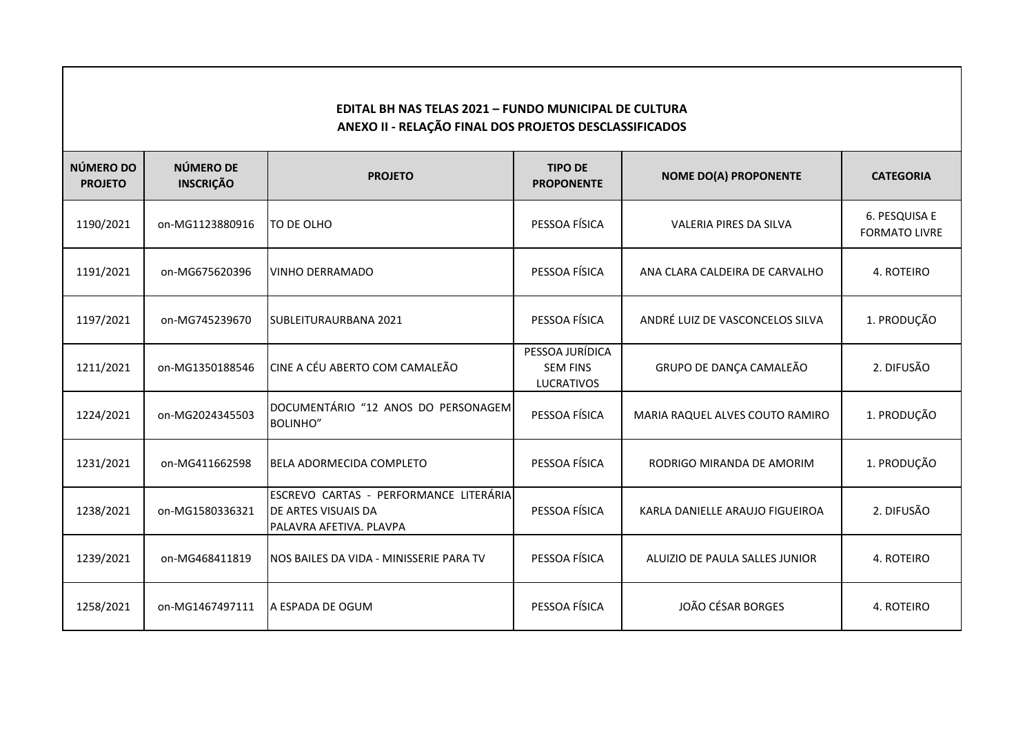**EDITAL BH NAS TELAS 2021 – FUNDO MUNICIPAL DE CULTURA**
**ANEXO II - RELAÇÃO FINAL DOS PROJETOS DESCLASSIFICADOS**

| NÚMERO DO PROJETO | NÚMERO DE INSCRIÇÃO | PROJETO | TIPO DE PROPONENTE | NOME DO(A) PROPONENTE | CATEGORIA |
|---|---|---|---|---|---|
| 1190/2021 | on-MG1123880916 | TO DE OLHO | PESSOA FÍSICA | VALERIA PIRES DA SILVA | 6. PESQUISA E FORMATO LIVRE |
| 1191/2021 | on-MG675620396 | VINHO DERRAMADO | PESSOA FÍSICA | ANA CLARA CALDEIRA DE CARVALHO | 4. ROTEIRO |
| 1197/2021 | on-MG745239670 | SUBLEITURAURBANA 2021 | PESSOA FÍSICA | ANDRÉ LUIZ DE VASCONCELOS SILVA | 1. PRODUÇÃO |
| 1211/2021 | on-MG1350188546 | CINE A CÉU ABERTO COM CAMALEÃO | PESSOA JURÍDICA SEM FINS LUCRATIVOS | GRUPO DE DANÇA CAMALEÃO | 2. DIFUSÃO |
| 1224/2021 | on-MG2024345503 | DOCUMENTÁRIO “12 ANOS DO PERSONAGEM BOLINHO” | PESSOA FÍSICA | MARIA RAQUEL ALVES COUTO RAMIRO | 1. PRODUÇÃO |
| 1231/2021 | on-MG411662598 | BELA ADORMECIDA COMPLETO | PESSOA FÍSICA | RODRIGO MIRANDA DE AMORIM | 1. PRODUÇÃO |
| 1238/2021 | on-MG1580336321 | ESCREVO CARTAS - PERFORMANCE LITERÁRIA DE ARTES VISUAIS DA PALAVRA AFETIVA. PLAVPA | PESSOA FÍSICA | KARLA DANIELLE ARAUJO FIGUEIROA | 2. DIFUSÃO |
| 1239/2021 | on-MG468411819 | NOS BAILES DA VIDA - MINISSERIE PARA TV | PESSOA FÍSICA | ALUIZIO DE PAULA SALLES JUNIOR | 4. ROTEIRO |
| 1258/2021 | on-MG1467497111 | A ESPADA DE OGUM | PESSOA FÍSICA | JOÃO CÉSAR BORGES | 4. ROTEIRO |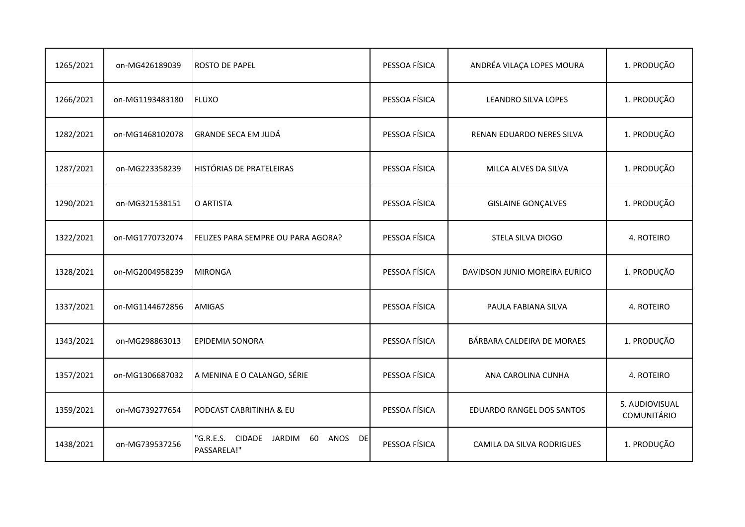| | | | | | |
|---|---|---|---|---|---|
| 1265/2021 | on-MG426189039 | ROSTO DE PAPEL | PESSOA FÍSICA | ANDRÉA VILAÇA LOPES MOURA | 1. PRODUÇÃO |
| 1266/2021 | on-MG1193483180 | FLUXO | PESSOA FÍSICA | LEANDRO SILVA LOPES | 1. PRODUÇÃO |
| 1282/2021 | on-MG1468102078 | GRANDE SECA EM JUDÁ | PESSOA FÍSICA | RENAN EDUARDO NERES SILVA | 1. PRODUÇÃO |
| 1287/2021 | on-MG223358239 | HISTÓRIAS DE PRATELEIRAS | PESSOA FÍSICA | MILCA ALVES DA SILVA | 1. PRODUÇÃO |
| 1290/2021 | on-MG321538151 | O ARTISTA | PESSOA FÍSICA | GISLAINE GONÇALVES | 1. PRODUÇÃO |
| 1322/2021 | on-MG1770732074 | FELIZES PARA SEMPRE OU PARA AGORA? | PESSOA FÍSICA | STELA SILVA DIOGO | 4. ROTEIRO |
| 1328/2021 | on-MG2004958239 | MIRONGA | PESSOA FÍSICA | DAVIDSON JUNIO MOREIRA EURICO | 1. PRODUÇÃO |
| 1337/2021 | on-MG1144672856 | AMIGAS | PESSOA FÍSICA | PAULA FABIANA SILVA | 4. ROTEIRO |
| 1343/2021 | on-MG298863013 | EPIDEMIA SONORA | PESSOA FÍSICA | BÁRBARA CALDEIRA DE MORAES | 1. PRODUÇÃO |
| 1357/2021 | on-MG1306687032 | A MENINA E O CALANGO, SÉRIE | PESSOA FÍSICA | ANA CAROLINA CUNHA | 4. ROTEIRO |
| 1359/2021 | on-MG739277654 | PODCAST CABRITINHA & EU | PESSOA FÍSICA | EDUARDO RANGEL DOS SANTOS | 5. AUDIOVISUAL COMUNITÁRIO |
| 1438/2021 | on-MG739537256 | "G.R.E.S. CIDADE JARDIM 60 ANOS DE PASSARELA!" | PESSOA FÍSICA | CAMILA DA SILVA RODRIGUES | 1. PRODUÇÃO |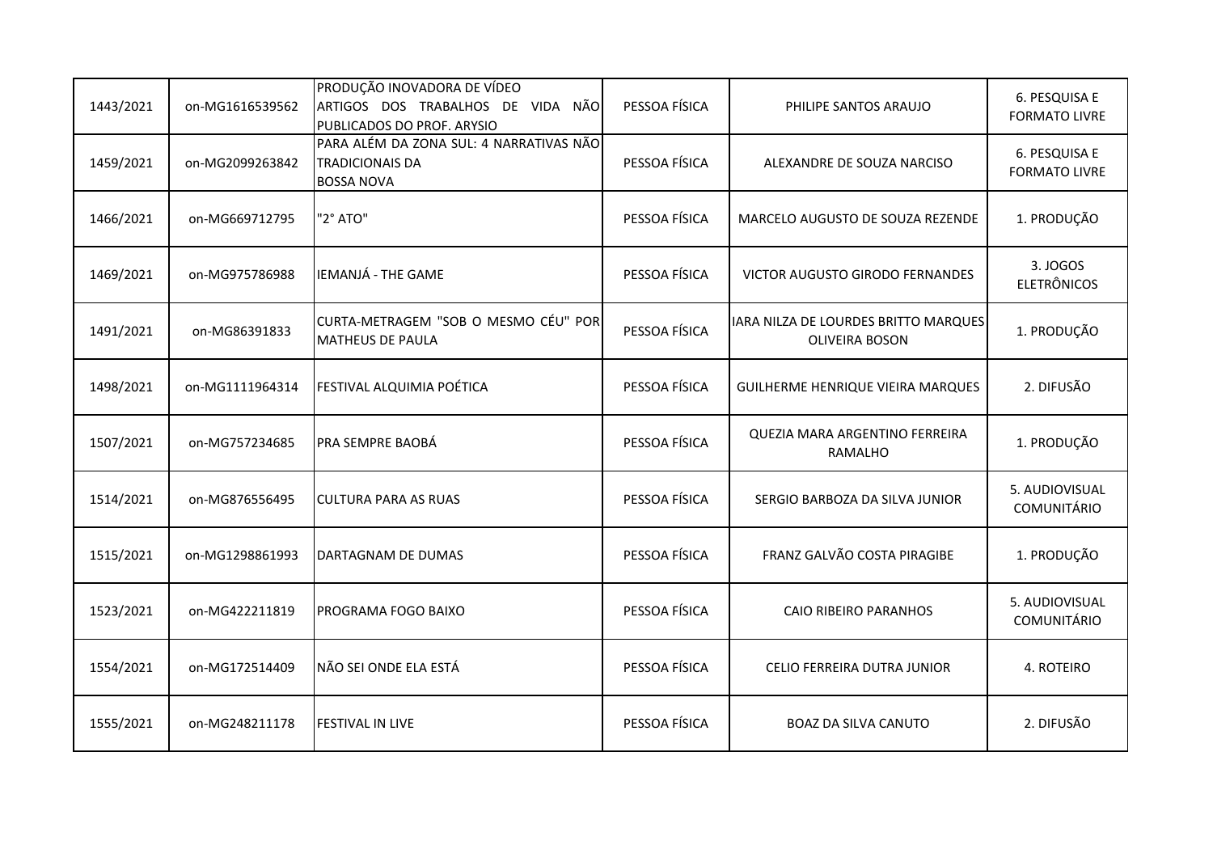| | | | | | |
|---|---|---|---|---|---|
| 1443/2021 | on-MG1616539562 | PRODUÇÃO INOVADORA DE VÍDEO ARTIGOS DOS TRABALHOS DE VIDA NÃO PUBLICADOS DO PROF. ARYSIO | PESSOA FÍSICA | PHILIPE SANTOS ARAUJO | 6. PESQUISA E FORMATO LIVRE |
| 1459/2021 | on-MG2099263842 | PARA ALÉM DA ZONA SUL: 4 NARRATIVAS NÃO TRADICIONAIS DA BOSSA NOVA | PESSOA FÍSICA | ALEXANDRE DE SOUZA NARCISO | 6. PESQUISA E FORMATO LIVRE |
| 1466/2021 | on-MG669712795 | "2° ATO" | PESSOA FÍSICA | MARCELO AUGUSTO DE SOUZA REZENDE | 1. PRODUÇÃO |
| 1469/2021 | on-MG975786988 | IEMANJÁ - THE GAME | PESSOA FÍSICA | VICTOR AUGUSTO GIRODO FERNANDES | 3. JOGOS ELETRÔNICOS |
| 1491/2021 | on-MG86391833 | CURTA-METRAGEM "SOB O MESMO CÉU" POR MATHEUS DE PAULA | PESSOA FÍSICA | IARA NILZA DE LOURDES BRITTO MARQUES OLIVEIRA BOSON | 1. PRODUÇÃO |
| 1498/2021 | on-MG1111964314 | FESTIVAL ALQUIMIA POÉTICA | PESSOA FÍSICA | GUILHERME HENRIQUE VIEIRA MARQUES | 2. DIFUSÃO |
| 1507/2021 | on-MG757234685 | PRA SEMPRE BAOBÁ | PESSOA FÍSICA | QUEZIA MARA ARGENTINO FERREIRA RAMALHO | 1. PRODUÇÃO |
| 1514/2021 | on-MG876556495 | CULTURA PARA AS RUAS | PESSOA FÍSICA | SERGIO BARBOZA DA SILVA JUNIOR | 5. AUDIOVISUAL COMUNITÁRIO |
| 1515/2021 | on-MG1298861993 | DARTAGNAM DE DUMAS | PESSOA FÍSICA | FRANZ GALVÃO COSTA PIRAGIBE | 1. PRODUÇÃO |
| 1523/2021 | on-MG422211819 | PROGRAMA FOGO BAIXO | PESSOA FÍSICA | CAIO RIBEIRO PARANHOS | 5. AUDIOVISUAL COMUNITÁRIO |
| 1554/2021 | on-MG172514409 | NÃO SEI ONDE ELA ESTÁ | PESSOA FÍSICA | CELIO FERREIRA DUTRA JUNIOR | 4. ROTEIRO |
| 1555/2021 | on-MG248211178 | FESTIVAL IN LIVE | PESSOA FÍSICA | BOAZ DA SILVA CANUTO | 2. DIFUSÃO |